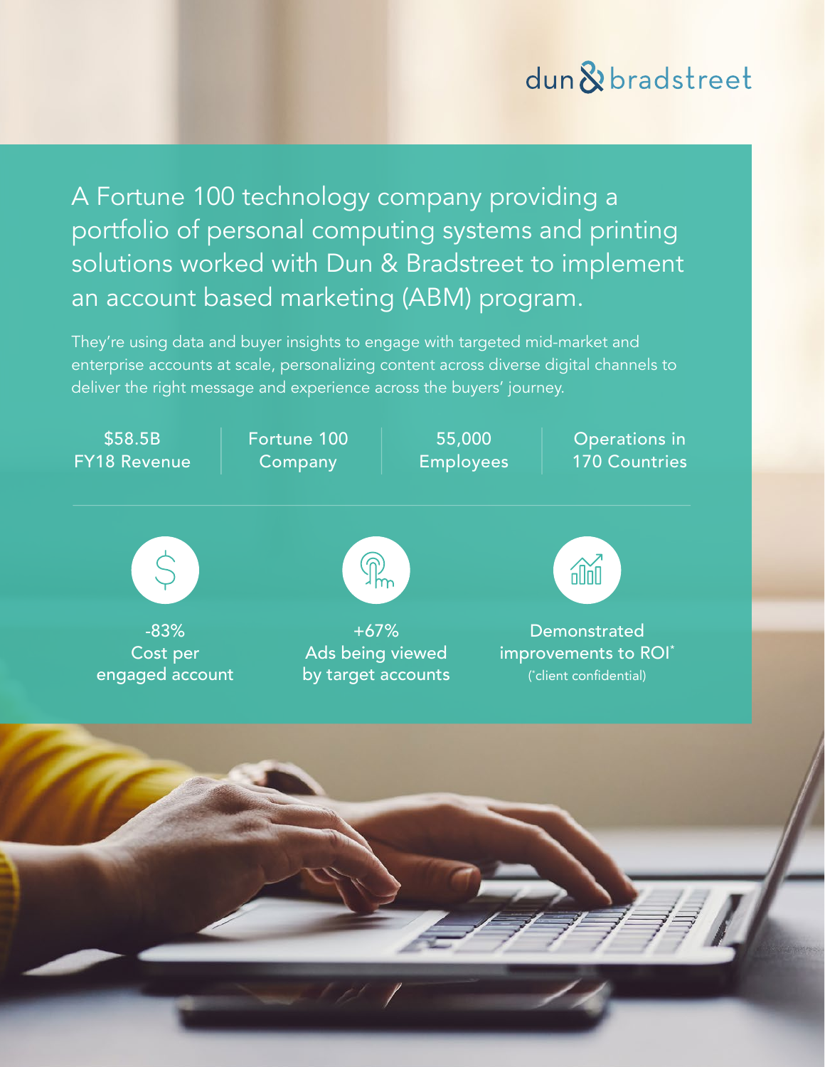dun & bradstreet

# A Fortune 100 technology company providing a portfolio of personal computing systems and printing solutions worked with Dun & Bradstreet to implement an account based marketing (ABM) program.

They're using data and buyer insights to engage with targeted mid-market and enterprise accounts at scale, personalizing content across diverse digital channels to deliver the right message and experience across the buyers' journey.

| $58.5B FY18 Revenue | Fortune 100 Company | 55,000 Employees | Operations in 170 Countries |
|---|---|---|---|

**-83%**
Cost per engaged account

**+67%**
Ads being viewed by target accounts

**Demonstrated improvements to ROI***
(*client confidential)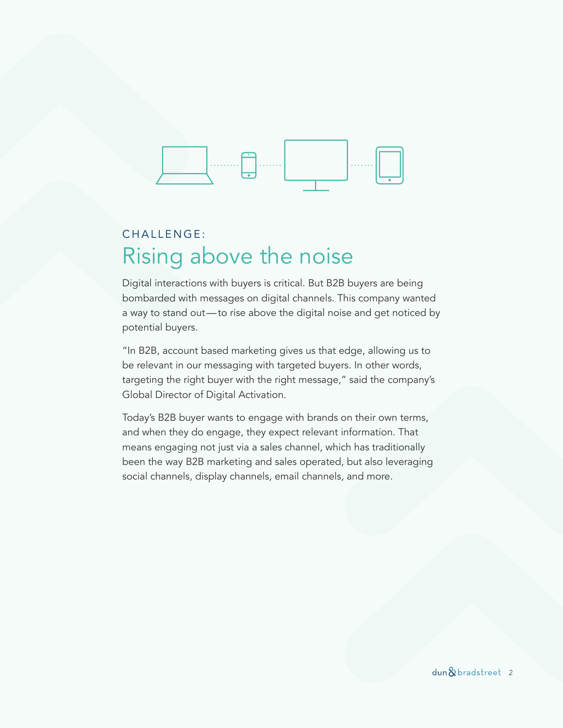CHALLENGE:

# Rising above the noise

Digital interactions with buyers is critical. But B2B buyers are being bombarded with messages on digital channels. This company wanted a way to stand out—to rise above the digital noise and get noticed by potential buyers.

"In B2B, account based marketing gives us that edge, allowing us to be relevant in our messaging with targeted buyers. In other words, targeting the right buyer with the right message," said the company's Global Director of Digital Activation.

Today's B2B buyer wants to engage with brands on their own terms, and when they do engage, they expect relevant information. That means engaging not just via a sales channel, which has traditionally been the way B2B marketing and sales operated, but also leveraging social channels, display channels, email channels, and more.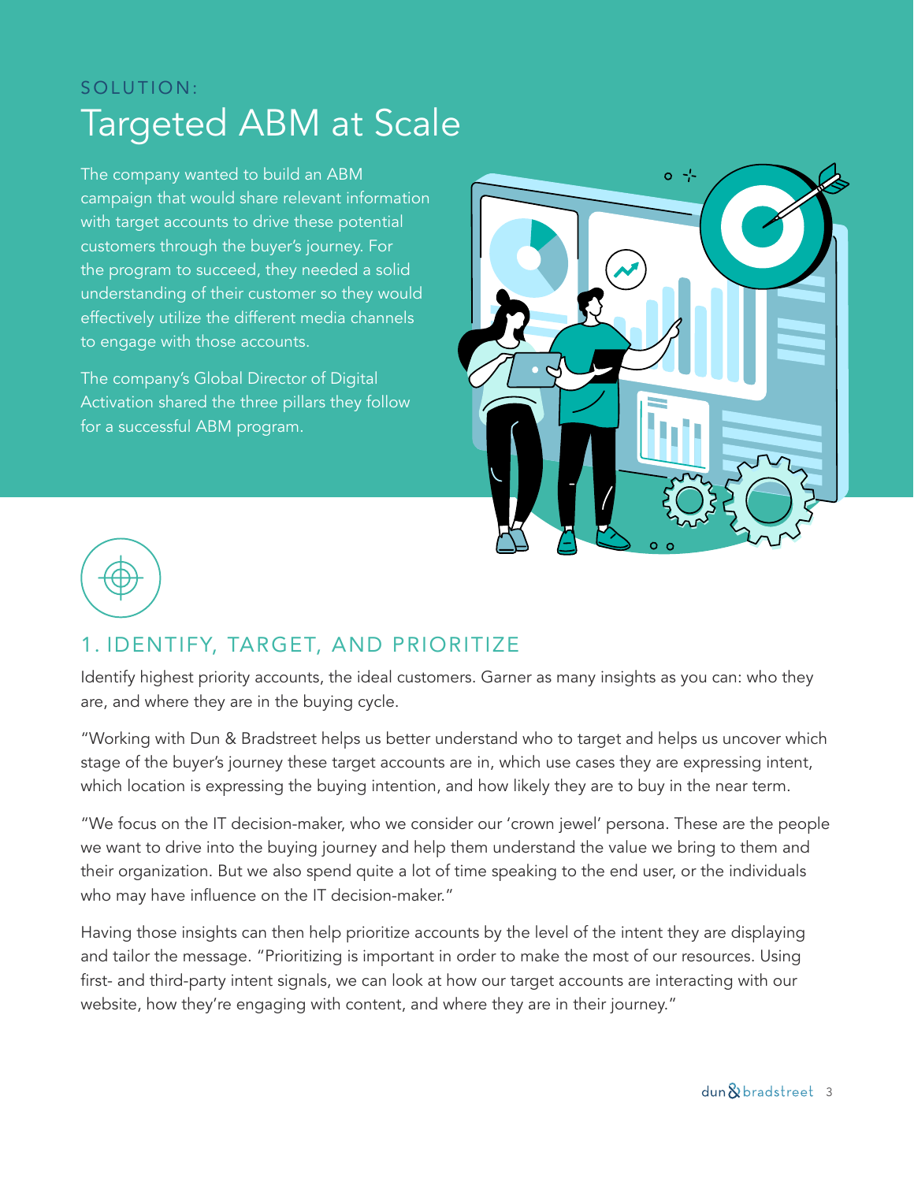SOLUTION:

# Targeted ABM at Scale

The company wanted to build an ABM campaign that would share relevant information with target accounts to drive these potential customers through the buyer's journey. For the program to succeed, they needed a solid understanding of their customer so they would effectively utilize the different media channels to engage with those accounts.

The company's Global Director of Digital Activation shared the three pillars they follow for a successful ABM program.

## 1. IDENTIFY, TARGET, AND PRIORITIZE

Identify highest priority accounts, the ideal customers. Garner as many insights as you can: who they are, and where they are in the buying cycle.

"Working with Dun & Bradstreet helps us better understand who to target and helps us uncover which stage of the buyer's journey these target accounts are in, which use cases they are expressing intent, which location is expressing the buying intention, and how likely they are to buy in the near term.

"We focus on the IT decision-maker, who we consider our 'crown jewel' persona. These are the people we want to drive into the buying journey and help them understand the value we bring to them and their organization. But we also spend quite a lot of time speaking to the end user, or the individuals who may have influence on the IT decision-maker."

Having those insights can then help prioritize accounts by the level of the intent they are displaying and tailor the message. "Prioritizing is important in order to make the most of our resources. Using first- and third-party intent signals, we can look at how our target accounts are interacting with our website, how they're engaging with content, and where they are in their journey."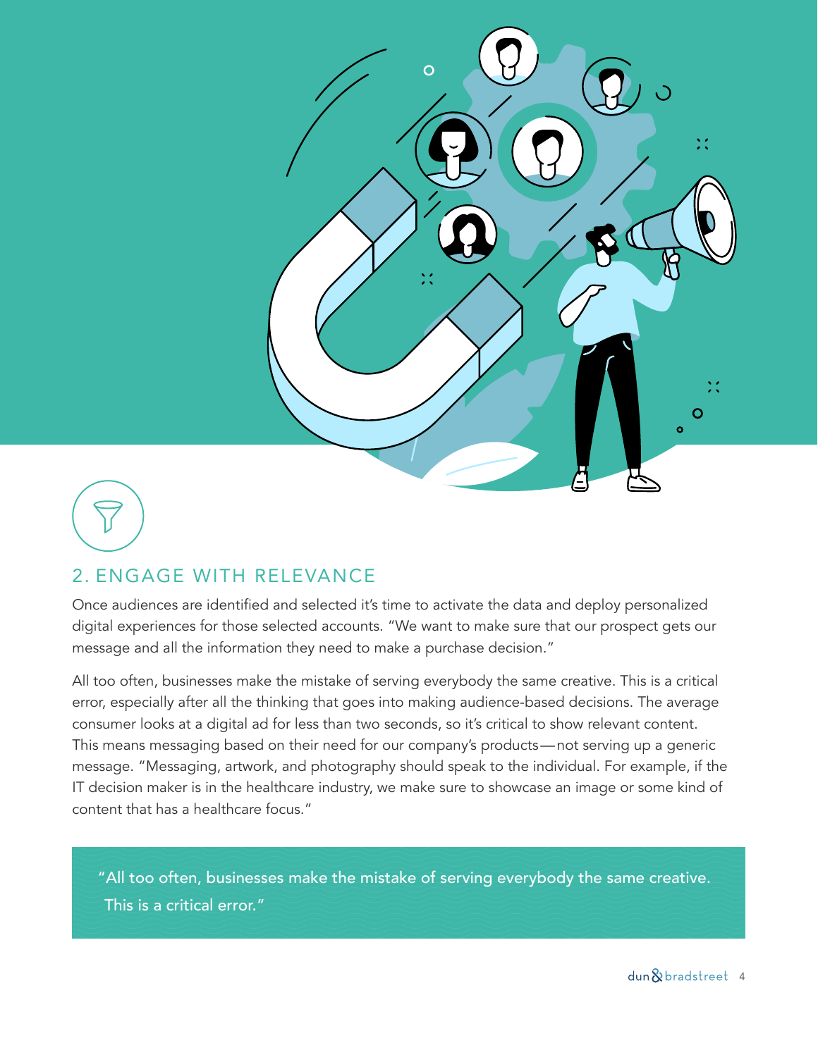## 2. ENGAGE WITH RELEVANCE

Once audiences are identified and selected it's time to activate the data and deploy personalized digital experiences for those selected accounts. "We want to make sure that our prospect gets our message and all the information they need to make a purchase decision."

All too often, businesses make the mistake of serving everybody the same creative. This is a critical error, especially after all the thinking that goes into making audience-based decisions. The average consumer looks at a digital ad for less than two seconds, so it's critical to show relevant content. This means messaging based on their need for our company's products—not serving up a generic message. "Messaging, artwork, and photography should speak to the individual. For example, if the IT decision maker is in the healthcare industry, we make sure to showcase an image or some kind of content that has a healthcare focus."

> "All too often, businesses make the mistake of serving everybody the same creative. This is a critical error."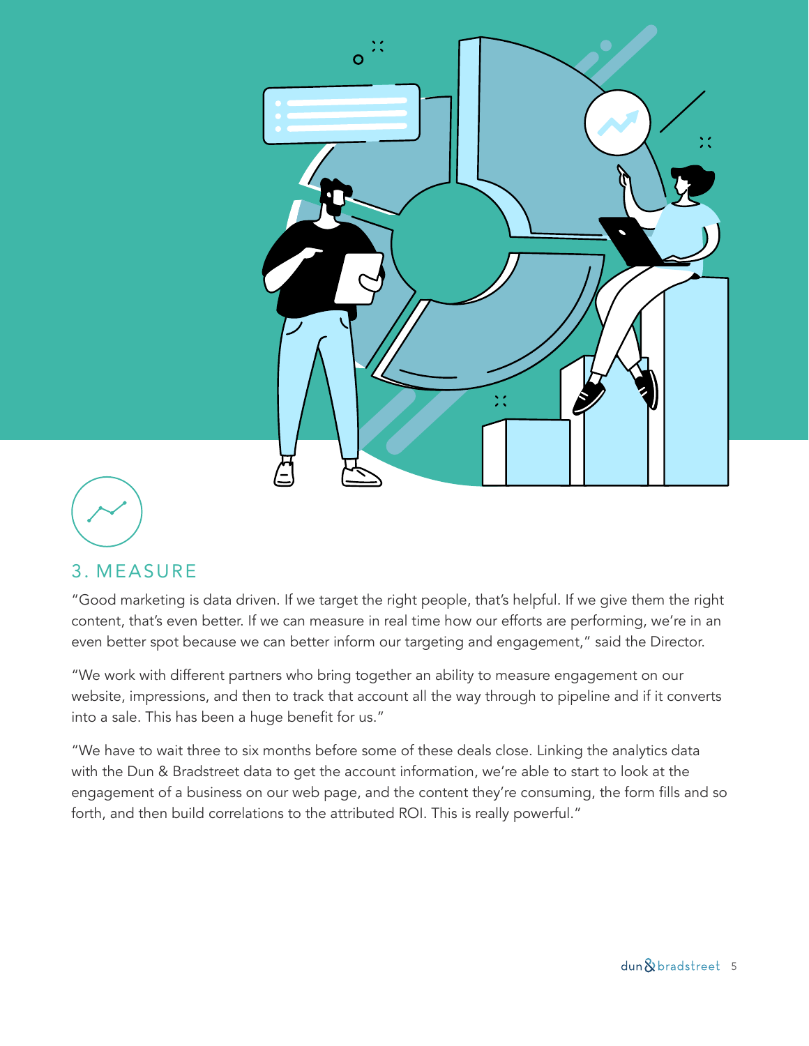## 3. MEASURE

"Good marketing is data driven. If we target the right people, that's helpful. If we give them the right content, that's even better. If we can measure in real time how our efforts are performing, we're in an even better spot because we can better inform our targeting and engagement," said the Director.

"We work with different partners who bring together an ability to measure engagement on our website, impressions, and then to track that account all the way through to pipeline and if it converts into a sale. This has been a huge benefit for us."

"We have to wait three to six months before some of these deals close. Linking the analytics data with the Dun & Bradstreet data to get the account information, we're able to start to look at the engagement of a business on our web page, and the content they're consuming, the form fills and so forth, and then build correlations to the attributed ROI. This is really powerful."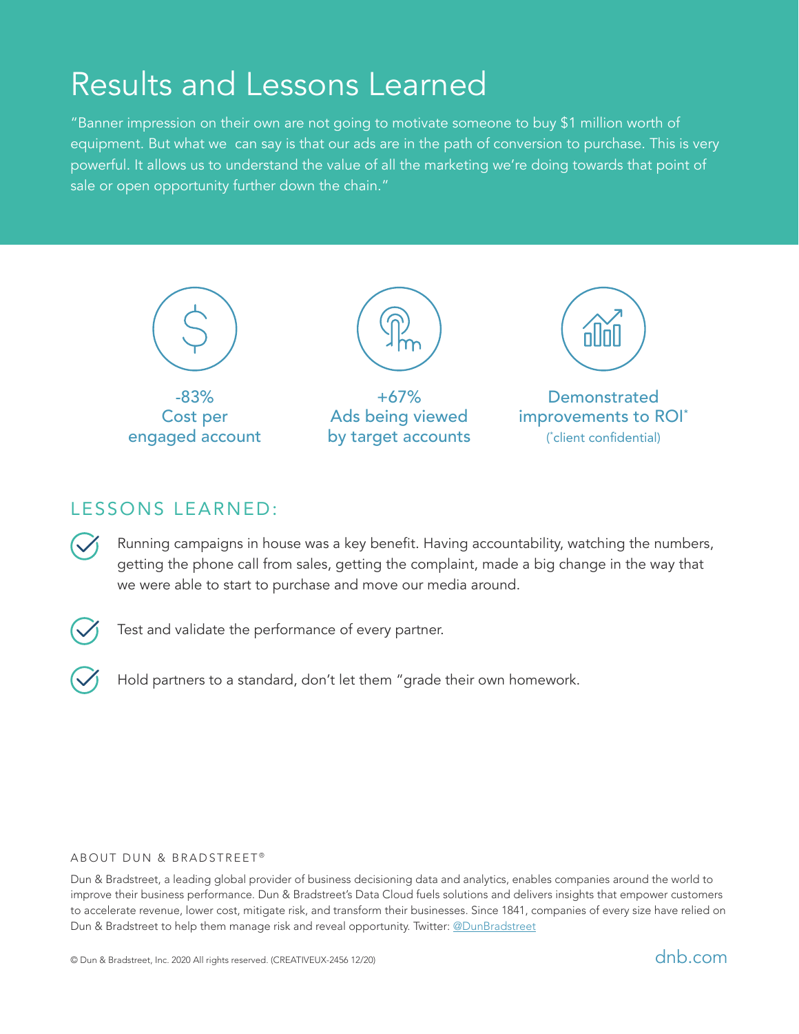# Results and Lessons Learned

"Banner impression on their own are not going to motivate someone to buy $1 million worth of equipment. But what we  can say is that our ads are in the path of conversion to purchase. This is very powerful. It allows us to understand the value of all the marketing we're doing towards that point of sale or open opportunity further down the chain."

-83%
Cost per engaged account

+67%
Ads being viewed by target accounts

Demonstrated improvements to ROI*
(*client confidential)

## LESSONS LEARNED:

- Running campaigns in house was a key benefit. Having accountability, watching the numbers, getting the phone call from sales, getting the complaint, made a big change in the way that we were able to start to purchase and move our media around.
- Test and validate the performance of every partner.
- Hold partners to a standard, don't let them "grade their own homework.

ABOUT DUN & BRADSTREET®

Dun & Bradstreet, a leading global provider of business decisioning data and analytics, enables companies around the world to improve their business performance. Dun & Bradstreet's Data Cloud fuels solutions and delivers insights that empower customers to accelerate revenue, lower cost, mitigate risk, and transform their businesses. Since 1841, companies of every size have relied on Dun & Bradstreet to help them manage risk and reveal opportunity. Twitter: @DunBradstreet

© Dun & Bradstreet, Inc. 2020 All rights reserved. (CREATIVEUX-2456 12/20)

dnb.com